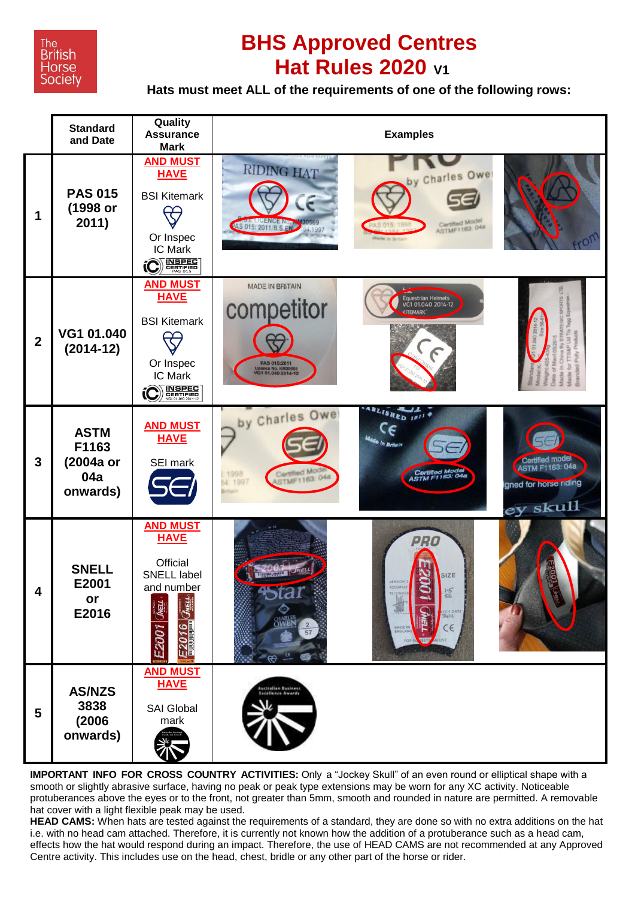# BHS Approved Centres
# Hat Rules 2020 V1

**Hats must meet ALL of the requirements of one of the following rows:**

| | Standard and Date | Quality Assurance Mark | Examples |
|---|---|---|---|
| 1 | **PAS 015 (1998 or 2011)** | **AND MUST HAVE** BSI Kitemark Or Inspec IC Mark | |
| 2 | **VG1 01.040 (2014-12)** | **AND MUST HAVE** BSI Kitemark Or Inspec IC Mark | |
| 3 | **ASTM F1163 (2004a or 04a onwards)** | **AND MUST HAVE** SEI mark | |
| 4 | **SNELL E2001 or E2016** | **AND MUST HAVE** Official SNELL label and number | |
| 5 | **AS/NZS 3838 (2006 onwards)** | **AND MUST HAVE** SAI Global mark | |

**IMPORTANT INFO FOR CROSS COUNTRY ACTIVITIES:** Only a "Jockey Skull" of an even round or elliptical shape with a smooth or slightly abrasive surface, having no peak or peak type extensions may be worn for any XC activity. Noticeable protuberances above the eyes or to the front, not greater than 5mm, smooth and rounded in nature are permitted. A removable hat cover with a light flexible peak may be used.

**HEAD CAMS:** When hats are tested against the requirements of a standard, they are done so with no extra additions on the hat i.e. with no head cam attached. Therefore, it is currently not known how the addition of a protuberance such as a head cam, effects how the hat would respond during an impact. Therefore, the use of HEAD CAMS are not recommended at any Approved Centre activity. This includes use on the head, chest, bridle or any other part of the horse or rider.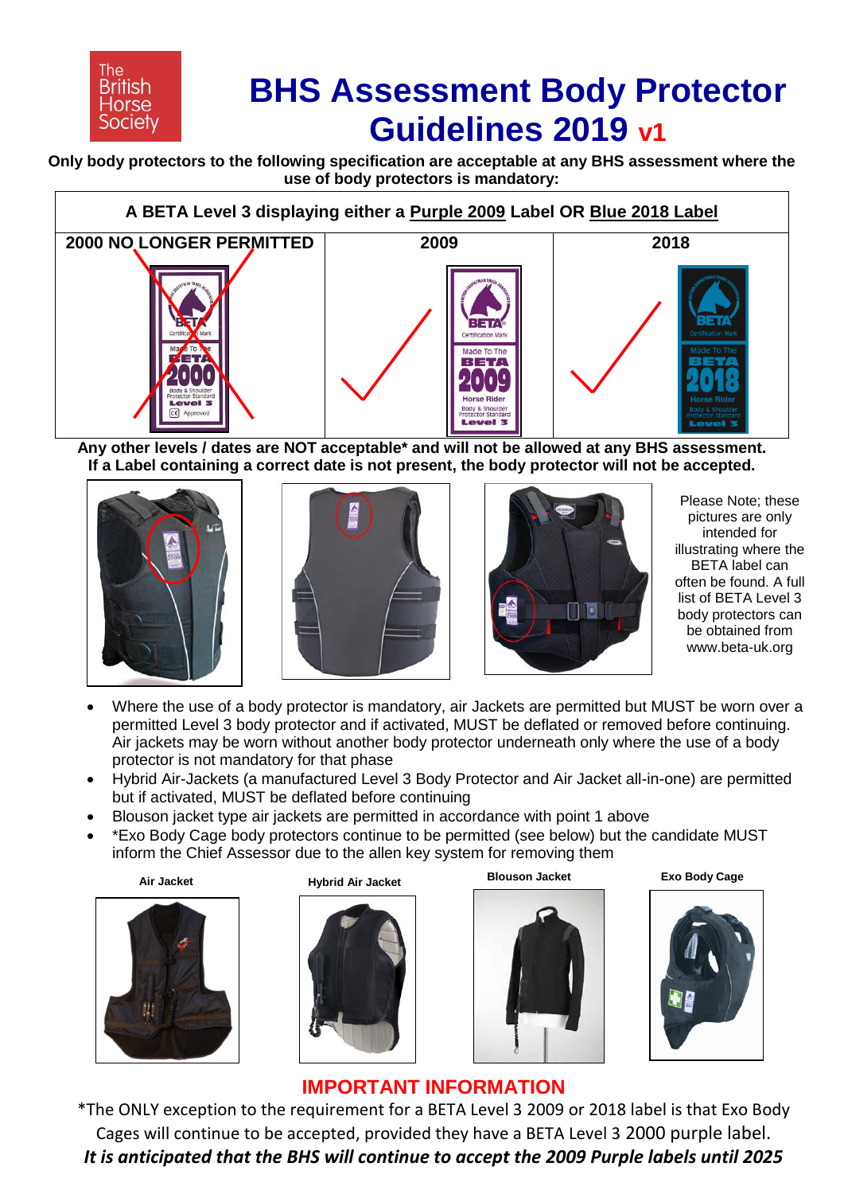# BHS Assessment Body Protector Guidelines 2019 v1

**Only body protectors to the following specification are acceptable at any BHS assessment where the use of body protectors is mandatory:**

| A BETA Level 3 displaying either a Purple 2009 Label OR Blue 2018 Label | | |
|---|---|---|
| **2000 NO LONGER PERMITTED** | **2009** | **2018** |

**Any other levels / dates are NOT acceptable\* and will not be allowed at any BHS assessment.**
**If a Label containing a correct date is not present, the body protector will not be accepted.**

Please Note; these pictures are only intended for illustrating where the BETA label can often be found. A full list of BETA Level 3 body protectors can be obtained from www.beta-uk.org

- Where the use of a body protector is mandatory, air Jackets are permitted but MUST be worn over a permitted Level 3 body protector and if activated, MUST be deflated or removed before continuing. Air jackets may be worn without another body protector underneath only where the use of a body protector is not mandatory for that phase
- Hybrid Air-Jackets (a manufactured Level 3 Body Protector and Air Jacket all-in-one) are permitted but if activated, MUST be deflated before continuing
- Blouson jacket type air jackets are permitted in accordance with point 1 above
- *Exo Body Cage body protectors continue to be permitted (see below) but the candidate MUST inform the Chief Assessor due to the allen key system for removing them

**Air Jacket** | **Hybrid Air Jacket** | **Blouson Jacket** | **Exo Body Cage**

## IMPORTANT INFORMATION

*The ONLY exception to the requirement for a BETA Level 3 2009 or 2018 label is that Exo Body Cages will continue to be accepted, provided they have a BETA Level 3 2000 purple label.

***It is anticipated that the BHS will continue to accept the 2009 Purple labels until 2025***